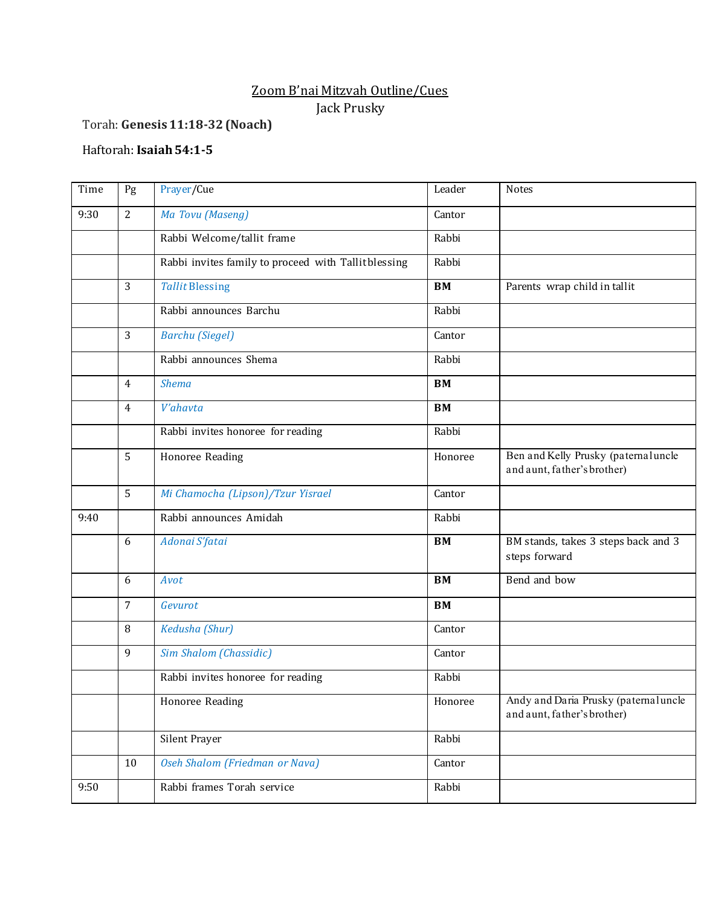<u>Zoom B'nai Mitzvah Outline/Cues</u>

Jack Prusky

Torah: **Genesis 11:18-32 (Noach)**

Haftorah: **Isaiah 54:1-5**

| Time | Pg | Prayer/Cue | Leader | Notes |
|---|---|---|---|---|
| 9:30 | 2 | *Ma Tovu (Maseng)* | Cantor | |
| | | Rabbi Welcome/tallit frame | Rabbi | |
| | | Rabbi invites family to proceed with Tallit blessing | Rabbi | |
| | 3 | *Tallit* Blessing | **BM** | Parents wrap child in tallit |
| | | Rabbi announces Barchu | Rabbi | |
| | 3 | *Barchu (Siegel)* | Cantor | |
| | | Rabbi announces Shema | Rabbi | |
| | 4 | *Shema* | **BM** | |
| | 4 | *V'ahavta* | **BM** | |
| | | Rabbi invites honoree for reading | Rabbi | |
| | 5 | Honoree Reading | Honoree | Ben and Kelly Prusky (paternal uncle and aunt, father's brother) |
| | 5 | *Mi Chamocha (Lipson)/Tzur Yisrael* | Cantor | |
| 9:40 | | Rabbi announces Amidah | Rabbi | |
| | 6 | *Adonai S'fatai* | **BM** | BM stands, takes 3 steps back and 3 steps forward |
| | 6 | *Avot* | **BM** | Bend and bow |
| | 7 | *Gevurot* | **BM** | |
| | 8 | *Kedusha (Shur)* | Cantor | |
| | 9 | *Sim Shalom (Chassidic)* | Cantor | |
| | | Rabbi invites honoree for reading | Rabbi | |
| | | Honoree Reading | Honoree | Andy and Daria Prusky (paternal uncle and aunt, father's brother) |
| | | Silent Prayer | Rabbi | |
| | 10 | *Oseh Shalom (Friedman or Nava)* | Cantor | |
| 9:50 | | Rabbi frames Torah service | Rabbi | |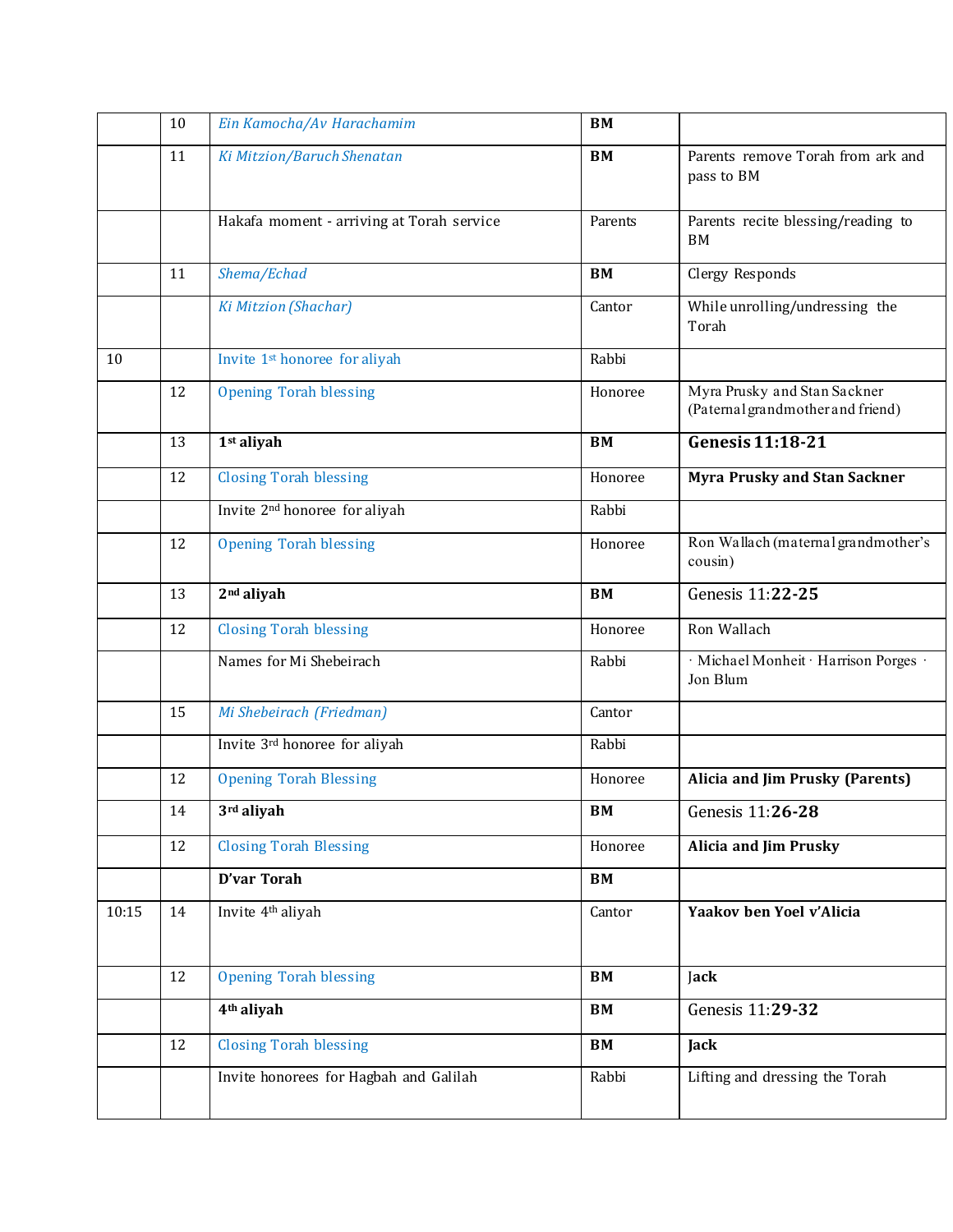| | | | | |
|---|---|---|---|---|
| | 10 | *Ein Kamocha/Av Harachamim* | **BM** | |
| | 11 | *Ki Mitzion/Baruch Shenatan* | **BM** | Parents remove Torah from ark and pass to BM |
| | | Hakafa moment - arriving at Torah service | Parents | Parents recite blessing/reading to BM |
| | 11 | *Shema/Echad* | **BM** | Clergy Responds |
| | | *Ki Mitzion (Shachar)* | Cantor | While unrolling/undressing the Torah |
| 10 | | Invite 1st honoree for aliyah | Rabbi | |
| | 12 | Opening Torah blessing | Honoree | Myra Prusky and Stan Sackner (Paternal grandmother and friend) |
| | 13 | **1st aliyah** | **BM** | **Genesis 11:18-21** |
| | 12 | Closing Torah blessing | Honoree | **Myra Prusky and Stan Sackner** |
| | | Invite 2nd honoree for aliyah | Rabbi | |
| | 12 | Opening Torah blessing | Honoree | Ron Wallach (maternal grandmother's cousin) |
| | 13 | **2nd aliyah** | **BM** | Genesis 11:**22-25** |
| | 12 | Closing Torah blessing | Honoree | Ron Wallach |
| | | Names for Mi Shebeirach | Rabbi | · Michael Monheit · Harrison Porges · Jon Blum |
| | 15 | *Mi Shebeirach (Friedman)* | Cantor | |
| | | Invite 3rd honoree for aliyah | Rabbi | |
| | 12 | Opening Torah Blessing | Honoree | **Alicia and Jim Prusky (Parents)** |
| | 14 | **3rd aliyah** | **BM** | Genesis 11:**26-28** |
| | 12 | Closing Torah Blessing | Honoree | **Alicia and Jim Prusky** |
| | | **D'var Torah** | **BM** | |
| 10:15 | 14 | Invite 4th aliyah | Cantor | **Yaakov ben Yoel v'Alicia** |
| | 12 | Opening Torah blessing | **BM** | **Jack** |
| | | **4th aliyah** | **BM** | Genesis 11:**29-32** |
| | 12 | Closing Torah blessing | **BM** | **Jack** |
| | | Invite honorees for Hagbah and Galilah | Rabbi | Lifting and dressing the Torah |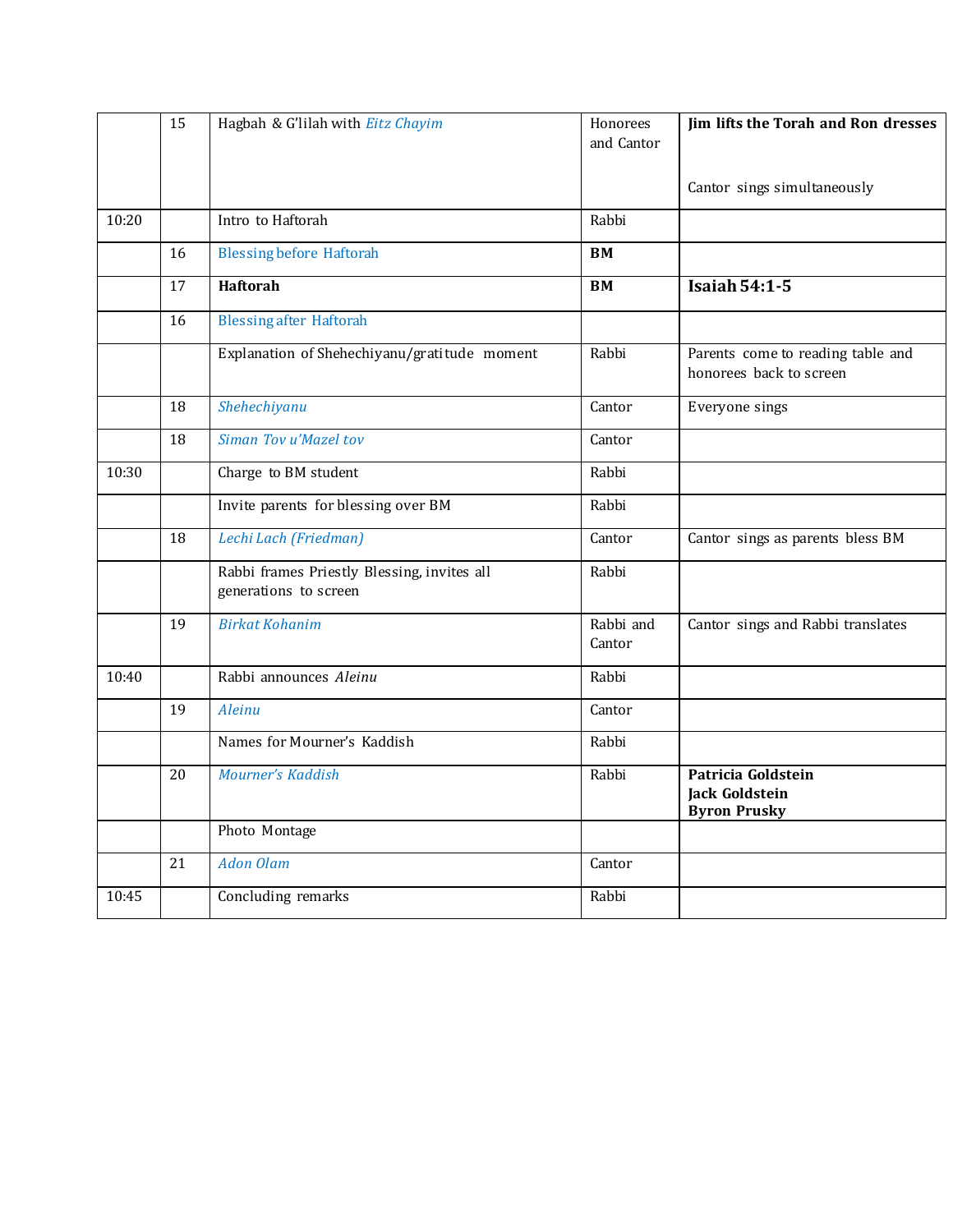| | | | | |
|---|---|---|---|---|
| | 15 | Hagbah & G'lilah with *Eitz Chayim* | Honorees and Cantor | **Jim lifts the Torah and Ron dresses**<br><br>Cantor sings simultaneously |
| 10:20 | | Intro to Haftorah | Rabbi | |
| | 16 | Blessing before Haftorah | **BM** | |
| | 17 | **Haftorah** | **BM** | **Isaiah 54:1-5** |
| | 16 | Blessing after Haftorah | | |
| | | Explanation of Shehechiyanu/gratitude moment | Rabbi | Parents come to reading table and honorees back to screen |
| | 18 | *Shehechiyanu* | Cantor | Everyone sings |
| | 18 | *Siman Tov u'Mazel tov* | Cantor | |
| 10:30 | | Charge to BM student | Rabbi | |
| | | Invite parents for blessing over BM | Rabbi | |
| | 18 | *Lechi Lach (Friedman)* | Cantor | Cantor sings as parents bless BM |
| | | Rabbi frames Priestly Blessing, invites all generations to screen | Rabbi | |
| | 19 | *Birkat Kohanim* | Rabbi and Cantor | Cantor sings and Rabbi translates |
| 10:40 | | Rabbi announces *Aleinu* | Rabbi | |
| | 19 | *Aleinu* | Cantor | |
| | | Names for Mourner's Kaddish | Rabbi | |
| | 20 | *Mourner's Kaddish* | Rabbi | **Patricia Goldstein**<br>**Jack Goldstein**<br>**Byron Prusky** |
| | | Photo Montage | | |
| | 21 | *Adon Olam* | Cantor | |
| 10:45 | | Concluding remarks | Rabbi | |